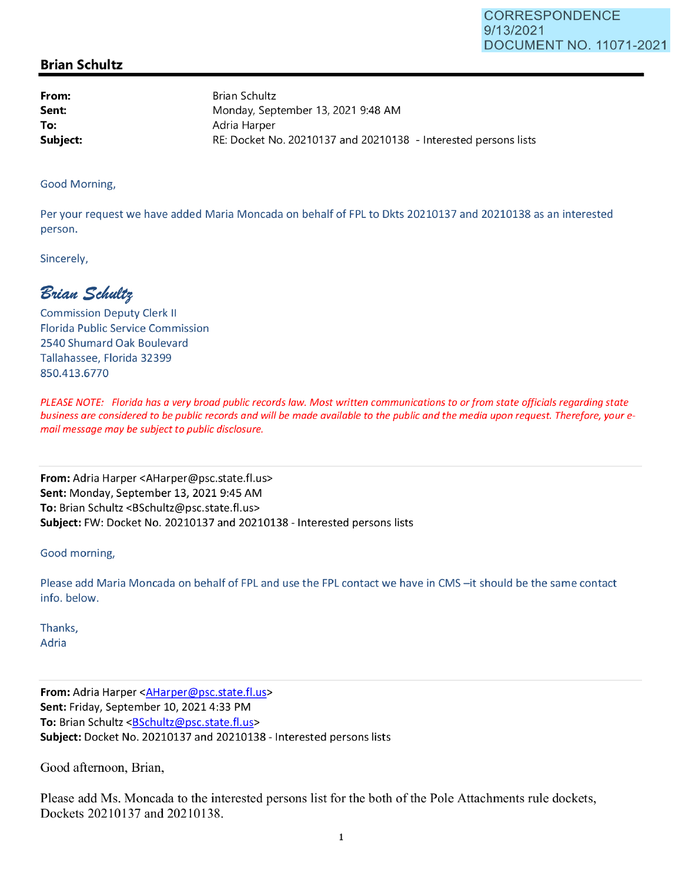CORRESPONDENCE
9/13/2021
DOCUMENT NO. 11071-2021

## Brian Schultz

| | |
|---|---|
| **From:** | Brian Schultz |
| **Sent:** | Monday, September 13, 2021 9:48 AM |
| **To:** | Adria Harper |
| **Subject:** | RE: Docket No. 20210137 and 20210138 - Interested persons lists |

Good Morning,

Per your request we have added Maria Moncada on behalf of FPL to Dkts 20210137 and 20210138 as an interested person.

Sincerely,

*Brian Schultz*
Commission Deputy Clerk II
Florida Public Service Commission
2540 Shumard Oak Boulevard
Tallahassee, Florida 32399
850.413.6770

*PLEASE NOTE: Florida has a very broad public records law. Most written communications to or from state officials regarding state business are considered to be public records and will be made available to the public and the media upon request. Therefore, your e-mail message may be subject to public disclosure.*

---

**From:** Adria Harper <AHarper@psc.state.fl.us>
**Sent:** Monday, September 13, 2021 9:45 AM
**To:** Brian Schultz <BSchultz@psc.state.fl.us>
**Subject:** FW: Docket No. 20210137 and 20210138 - Interested persons lists

Good morning,

Please add Maria Moncada on behalf of FPL and use the FPL contact we have in CMS –it should be the same contact info. below.

Thanks,
Adria

---

**From:** Adria Harper <AHarper@psc.state.fl.us>
**Sent:** Friday, September 10, 2021 4:33 PM
**To:** Brian Schultz <BSchultz@psc.state.fl.us>
**Subject:** Docket No. 20210137 and 20210138 - Interested persons lists

Good afternoon, Brian,

Please add Ms. Moncada to the interested persons list for the both of the Pole Attachments rule dockets, Dockets 20210137 and 20210138.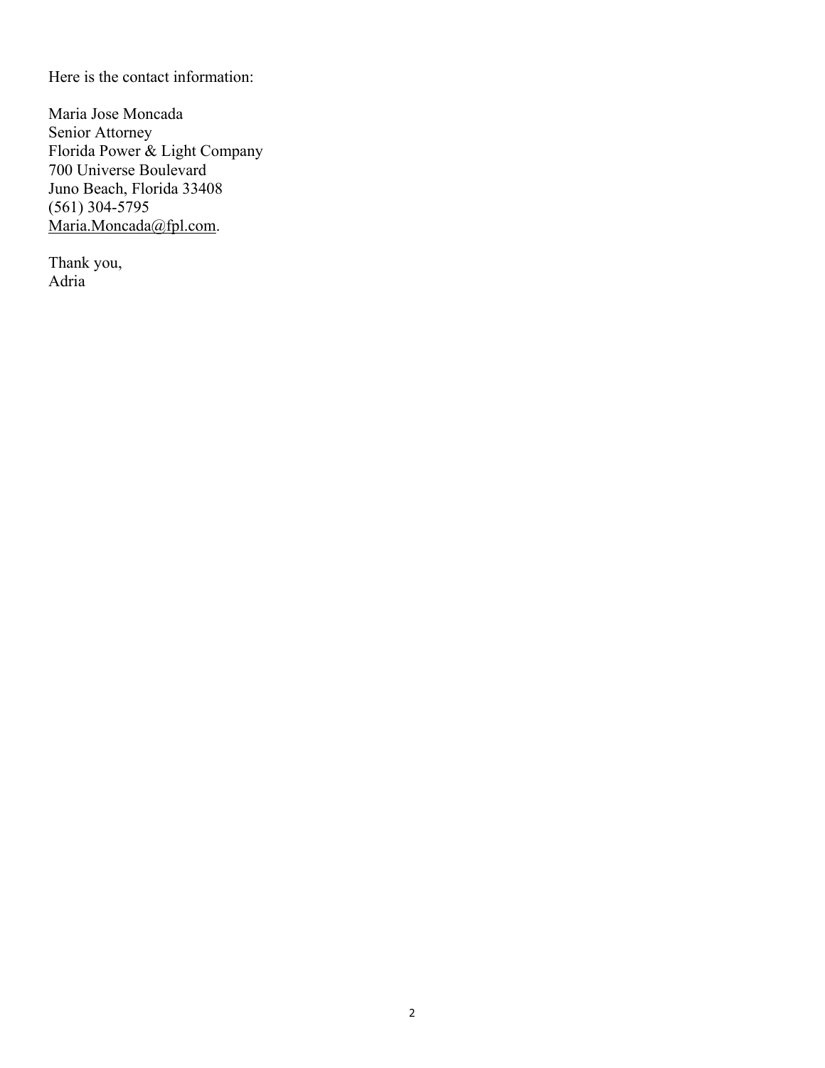Here is the contact information:

Maria Jose Moncada  
Senior Attorney  
Florida Power & Light Company  
700 Universe Boulevard  
Juno Beach, Florida 33408  
(561) 304-5795  
Maria.Moncada@fpl.com.

Thank you,  
Adria